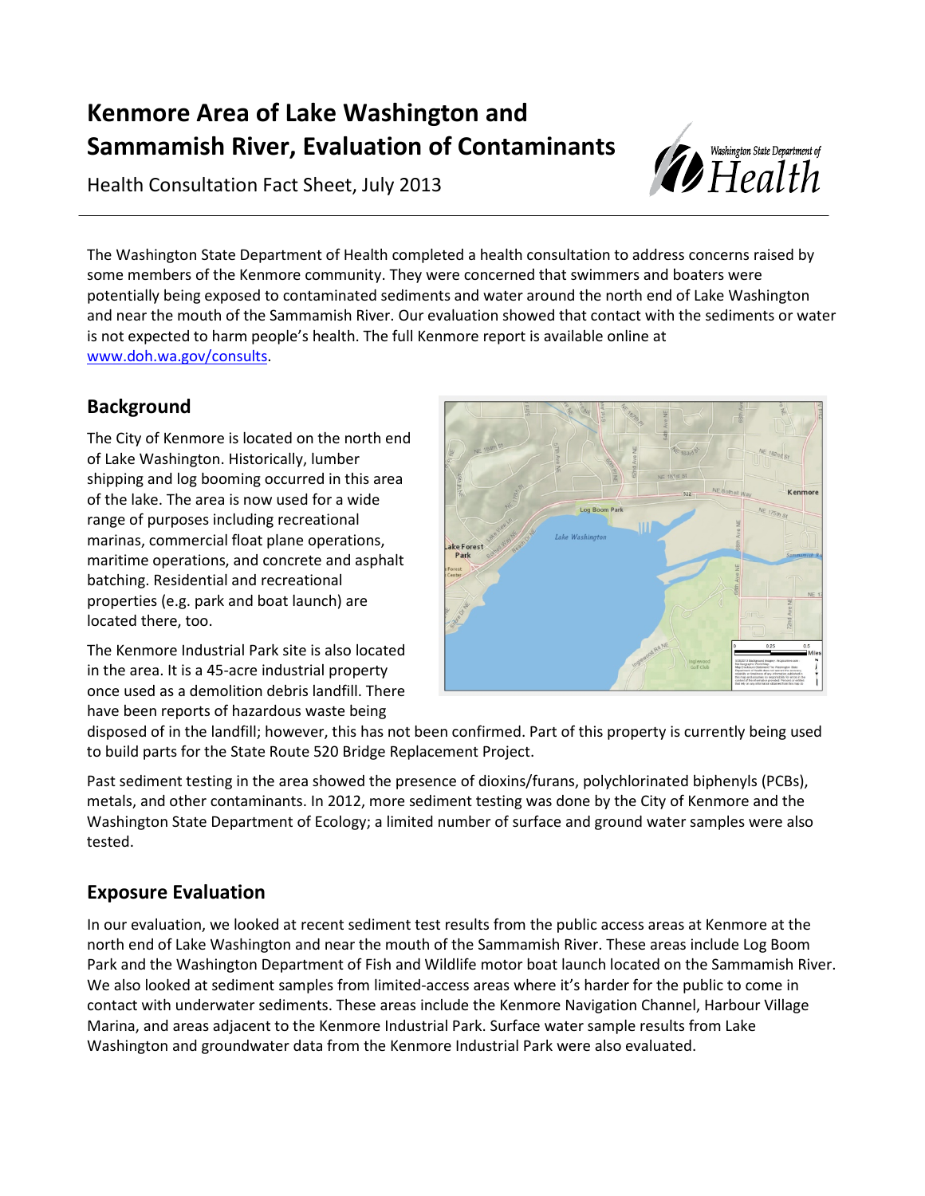# Kenmore Area of Lake Washington and Sammamish River, Evaluation of Contaminants

Health Consultation Fact Sheet, July 2013

The Washington State Department of Health completed a health consultation to address concerns raised by some members of the Kenmore community. They were concerned that swimmers and boaters were potentially being exposed to contaminated sediments and water around the north end of Lake Washington and near the mouth of the Sammamish River. Our evaluation showed that contact with the sediments or water is not expected to harm people's health. The full Kenmore report is available online at www.doh.wa.gov/consults.

## Background

The City of Kenmore is located on the north end of Lake Washington. Historically, lumber shipping and log booming occurred in this area of the lake. The area is now used for a wide range of purposes including recreational marinas, commercial float plane operations, maritime operations, and concrete and asphalt batching. Residential and recreational properties (e.g. park and boat launch) are located there, too.

The Kenmore Industrial Park site is also located in the area. It is a 45-acre industrial property once used as a demolition debris landfill. There have been reports of hazardous waste being disposed of in the landfill; however, this has not been confirmed. Part of this property is currently being used to build parts for the State Route 520 Bridge Replacement Project.

Past sediment testing in the area showed the presence of dioxins/furans, polychlorinated biphenyls (PCBs), metals, and other contaminants. In 2012, more sediment testing was done by the City of Kenmore and the Washington State Department of Ecology; a limited number of surface and ground water samples were also tested.

## Exposure Evaluation

In our evaluation, we looked at recent sediment test results from the public access areas at Kenmore at the north end of Lake Washington and near the mouth of the Sammamish River. These areas include Log Boom Park and the Washington Department of Fish and Wildlife motor boat launch located on the Sammamish River. We also looked at sediment samples from limited-access areas where it's harder for the public to come in contact with underwater sediments. These areas include the Kenmore Navigation Channel, Harbour Village Marina, and areas adjacent to the Kenmore Industrial Park. Surface water sample results from Lake Washington and groundwater data from the Kenmore Industrial Park were also evaluated.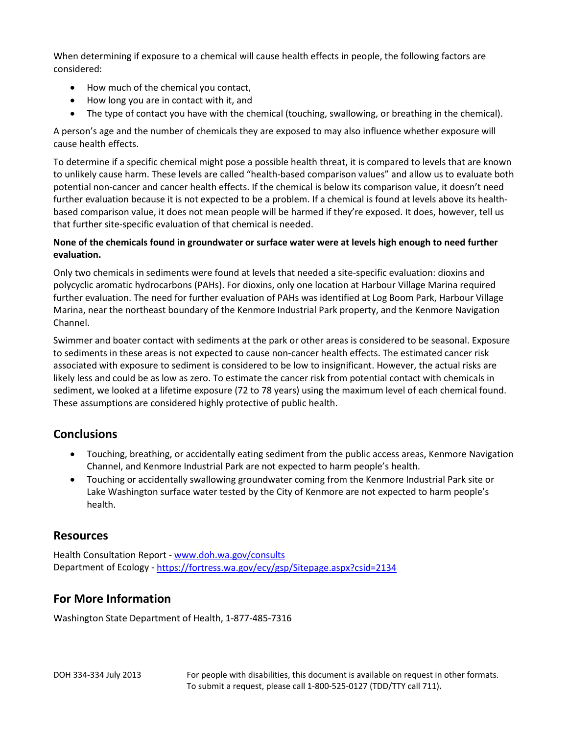When determining if exposure to a chemical will cause health effects in people, the following factors are considered:

- How much of the chemical you contact,
- How long you are in contact with it, and
- The type of contact you have with the chemical (touching, swallowing, or breathing in the chemical).

A person's age and the number of chemicals they are exposed to may also influence whether exposure will cause health effects.

To determine if a specific chemical might pose a possible health threat, it is compared to levels that are known to unlikely cause harm. These levels are called "health-based comparison values" and allow us to evaluate both potential non-cancer and cancer health effects. If the chemical is below its comparison value, it doesn't need further evaluation because it is not expected to be a problem. If a chemical is found at levels above its health-based comparison value, it does not mean people will be harmed if they're exposed. It does, however, tell us that further site-specific evaluation of that chemical is needed.

**None of the chemicals found in groundwater or surface water were at levels high enough to need further evaluation.**

Only two chemicals in sediments were found at levels that needed a site-specific evaluation: dioxins and polycyclic aromatic hydrocarbons (PAHs). For dioxins, only one location at Harbour Village Marina required further evaluation. The need for further evaluation of PAHs was identified at Log Boom Park, Harbour Village Marina, near the northeast boundary of the Kenmore Industrial Park property, and the Kenmore Navigation Channel.

Swimmer and boater contact with sediments at the park or other areas is considered to be seasonal. Exposure to sediments in these areas is not expected to cause non-cancer health effects. The estimated cancer risk associated with exposure to sediment is considered to be low to insignificant. However, the actual risks are likely less and could be as low as zero. To estimate the cancer risk from potential contact with chemicals in sediment, we looked at a lifetime exposure (72 to 78 years) using the maximum level of each chemical found. These assumptions are considered highly protective of public health.

## Conclusions

- Touching, breathing, or accidentally eating sediment from the public access areas, Kenmore Navigation Channel, and Kenmore Industrial Park are not expected to harm people's health.
- Touching or accidentally swallowing groundwater coming from the Kenmore Industrial Park site or Lake Washington surface water tested by the City of Kenmore are not expected to harm people's health.

## Resources

Health Consultation Report - [www.doh.wa.gov/consults](www.doh.wa.gov/consults)
Department of Ecology - [https://fortress.wa.gov/ecy/gsp/Sitepage.aspx?csid=2134](https://fortress.wa.gov/ecy/gsp/Sitepage.aspx?csid=2134)

## For More Information

Washington State Department of Health, 1-877-485-7316

DOH 334-334 July 2013

For people with disabilities, this document is available on request in other formats. To submit a request, please call 1-800-525-0127 (TDD/TTY call 711).